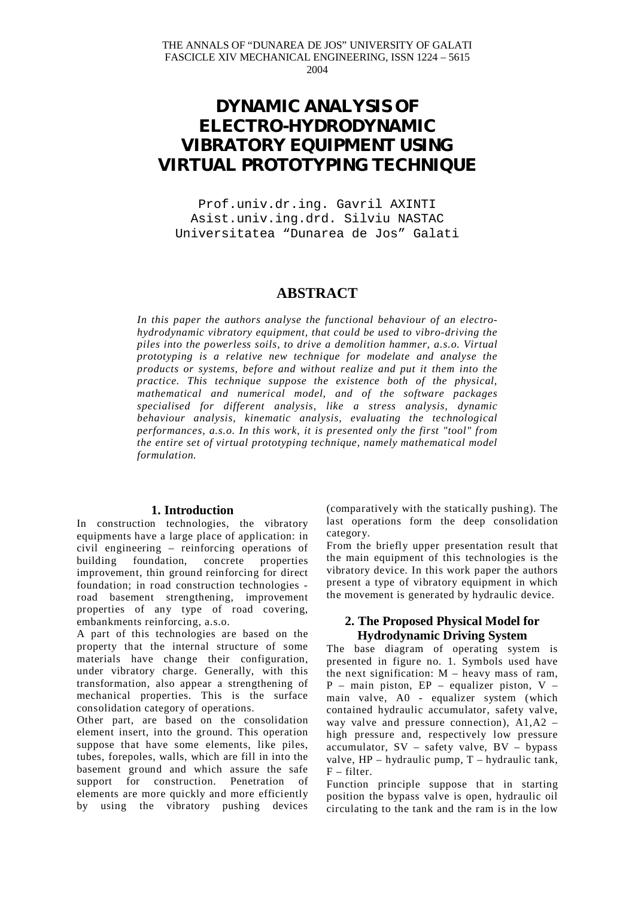THE ANNALS OF "DUNAREA DE JOS" UNIVERSITY OF GALATI
FASCICLE XIV MECHANICAL ENGINEERING, ISSN 1224 – 5615
2004

# DYNAMIC ANALYSIS OF ELECTRO-HYDRODYNAMIC VIBRATORY EQUIPMENT USING VIRTUAL PROTOTYPING TECHNIQUE

Prof.univ.dr.ing. Gavril AXINTI
Asist.univ.ing.drd. Silviu NASTAC
Universitatea "Dunarea de Jos" Galati

## ABSTRACT

*In this paper the authors analyse the functional behaviour of an electro-hydrodynamic vibratory equipment, that could be used to vibro-driving the piles into the powerless soils, to drive a demolition hammer, a.s.o. Virtual prototyping is a relative new technique for modelate and analyse the products or systems, before and without realize and put it them into the practice. This technique suppose the existence both of the physical, mathematical and numerical model, and of the software packages specialised for different analysis, like a stress analysis, dynamic behaviour analysis, kinematic analysis, evaluating the technological performances, a.s.o. In this work, it is presented only the first "tool" from the entire set of virtual prototyping technique, namely mathematical model formulation.*

## 1. Introduction

In construction technologies, the vibratory equipments have a large place of application: in civil engineering – reinforcing operations of building foundation, concrete properties improvement, thin ground reinforcing for direct foundation; in road construction technologies - road basement strengthening, improvement properties of any type of road covering, embankments reinforcing, a.s.o.

A part of this technologies are based on the property that the internal structure of some materials have change their configuration, under vibratory charge. Generally, with this transformation, also appear a strengthening of mechanical properties. This is the surface consolidation category of operations.

Other part, are based on the consolidation element insert, into the ground. This operation suppose that have some elements, like piles, tubes, forepoles, walls, which are fill in into the basement ground and which assure the safe support for construction. Penetration of elements are more quickly and more efficiently by using the vibratory pushing devices (comparatively with the statically pushing). The last operations form the deep consolidation category.

From the briefly upper presentation result that the main equipment of this technologies is the vibratory device. In this work paper the authors present a type of vibratory equipment in which the movement is generated by hydraulic device.

## 2. The Proposed Physical Model for Hydrodynamic Driving System

The base diagram of operating system is presented in figure no. 1. Symbols used have the next signification: M – heavy mass of ram, P – main piston, EP – equalizer piston, V – main valve, A0 - equalizer system (which contained hydraulic accumulator, safety valve, way valve and pressure connection), A1,A2 – high pressure and, respectively low pressure accumulator, SV – safety valve, BV – bypass valve, HP – hydraulic pump, T – hydraulic tank, F – filter.

Function principle suppose that in starting position the bypass valve is open, hydraulic oil circulating to the tank and the ram is in the low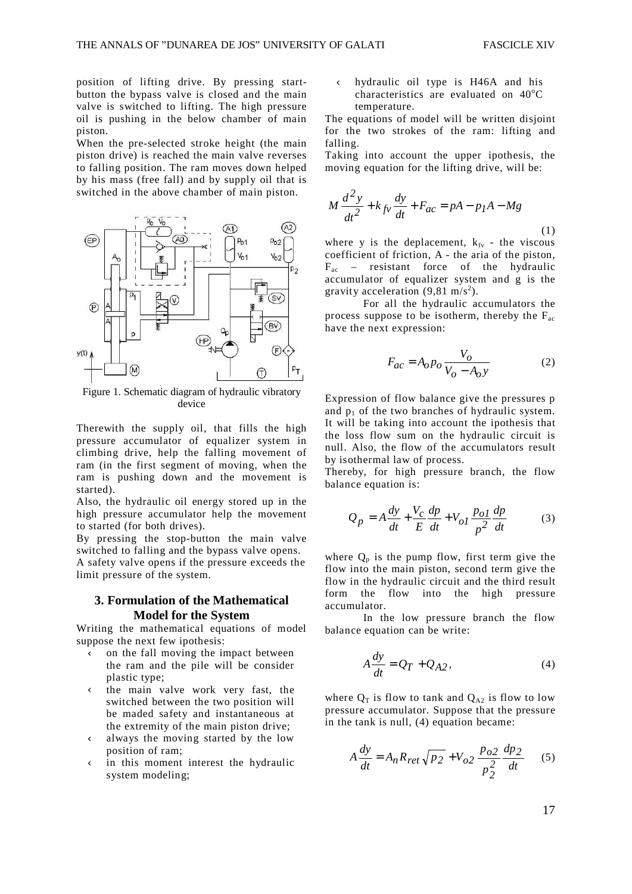position of lifting drive. By pressing start-button the bypass valve is closed and the main valve is switched to lifting. The high pressure oil is pushing in the below chamber of main piston.

When the pre-selected stroke height (the main piston drive) is reached the main valve reverses to falling position. The ram moves down helped by his mass (free fall) and by supply oil that is switched in the above chamber of main piston.

Figure 1. Schematic diagram of hydraulic vibratory device

Therewith the supply oil, that fills the high pressure accumulator of equalizer system in climbing drive, help the falling movement of ram (in the first segment of moving, when the ram is pushing down and the movement is started).

Also, the hydraulic oil energy stored up in the high pressure accumulator help the movement to started (for both drives).

By pressing the stop-button the main valve switched to falling and the bypass valve opens.

A safety valve opens if the pressure exceeds the limit pressure of the system.

## 3. Formulation of the Mathematical Model for the System

Writing the mathematical equations of model suppose the next few ipothesis:

- on the fall moving the impact between the ram and the pile will be consider plastic type;
- the main valve work very fast, the switched between the two position will be maded safety and instantaneous at the extremity of the main piston drive;
- always the moving started by the low position of ram;
- in this moment interest the hydraulic system modeling;
- hydraulic oil type is H46A and his characteristics are evaluated on 40°C temperature.

The equations of model will be written disjoint for the two strokes of the ram: lifting and falling.

Taking into account the upper ipothesis, the moving equation for the lifting drive, will be:

$$M\frac{d^2y}{dt^2} + k_{fv}\frac{dy}{dt} + F_{ac} = pA - p_1A - Mg \tag{1}$$

where y is the deplacement, $k_{fv}$ - the viscous coefficient of friction, A - the aria of the piston, $F_{ac}$ – resistant force of the hydraulic accumulator of equalizer system and g is the gravity acceleration (9,81 m/s$^2$).

For all the hydraulic accumulators the process suppose to be isotherm, thereby the $F_{ac}$ have the next expression:

$$F_{ac} = A_o p_o \frac{V_o}{V_o - A_o y} \tag{2}$$

Expression of flow balance give the pressures p and $p_1$ of the two branches of hydraulic system. It will be taking into account the ipothesis that the loss flow sum on the hydraulic circuit is null. Also, the flow of the accumulators result by isothermal law of process.

Thereby, for high pressure branch, the flow balance equation is:

$$Q_p = A\frac{dy}{dt} + \frac{V_c}{E}\frac{dp}{dt} + V_{o1}\frac{p_{o1}}{p^2}\frac{dp}{dt} \tag{3}$$

where $Q_p$ is the pump flow, first term give the flow into the main piston, second term give the flow in the hydraulic circuit and the third result form the flow into the high pressure accumulator.

In the low pressure branch the flow balance equation can be write:

$$A\frac{dy}{dt} = Q_T + Q_{A2}, \tag{4}$$

where $Q_T$ is flow to tank and $Q_{A2}$ is flow to low pressure accumulator. Suppose that the pressure in the tank is null, (4) equation became:

$$A\frac{dy}{dt} = A_n R_{ret}\sqrt{p_2} + V_{o2}\frac{p_{o2}}{p_2^2}\frac{dp_2}{dt} \tag{5}$$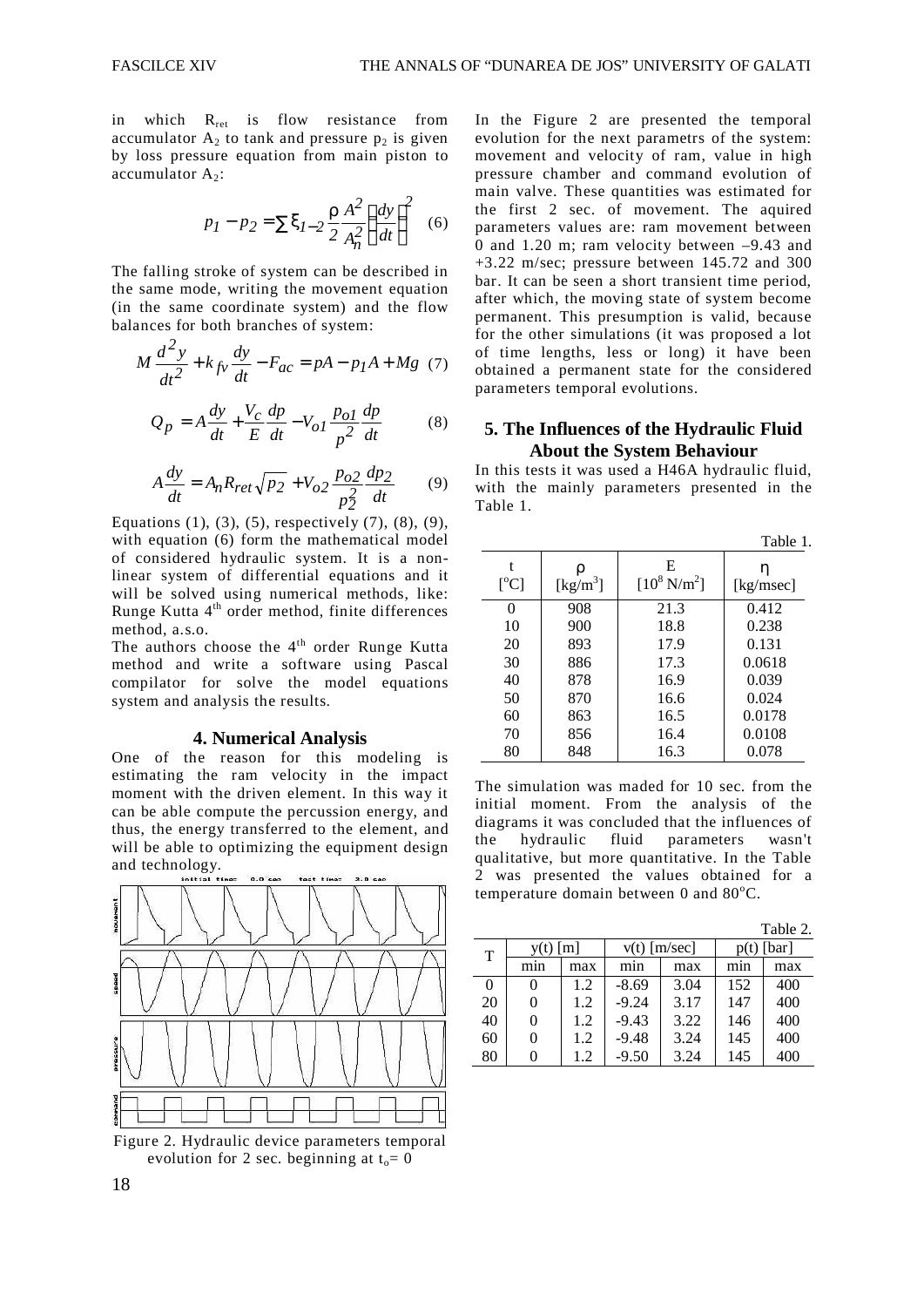in which $R_{ret}$ is flow resistance from accumulator $A_2$ to tank and pressure $p_2$ is given by loss pressure equation from main piston to accumulator $A_2$:

$$p_1 - p_2 = \sum \xi_{1-2} \frac{\rho}{2} \frac{A^2}{A_n^2} \left( \frac{dy}{dt} \right)^2 \quad (6)$$

The falling stroke of system can be described in the same mode, writing the movement equation (in the same coordinate system) and the flow balances for both branches of system:

$$M \frac{d^2 y}{dt^2} + k_{fv} \frac{dy}{dt} - F_{ac} = pA - p_1 A + Mg \quad (7)$$

$$Q_p = A \frac{dy}{dt} + \frac{V_c}{E} \frac{dp}{dt} - V_{o1} \frac{p_{o1}}{p^2} \frac{dp}{dt} \quad (8)$$

$$A \frac{dy}{dt} = A_n R_{ret} \sqrt{p_2} + V_{o2} \frac{p_{o2}}{p_2^2} \frac{dp_2}{dt} \quad (9)$$

Equations (1), (3), (5), respectively (7), (8), (9), with equation (6) form the mathematical model of considered hydraulic system. It is a non-linear system of differential equations and it will be solved using numerical methods, like: Runge Kutta 4[th] order method, finite differences method, a.s.o.

The authors choose the 4[th] order Runge Kutta method and write a software using Pascal compilator for solve the model equations system and analysis the results.

## 4. Numerical Analysis

One of the reason for this modeling is estimating the ram velocity in the impact moment with the driven element. In this way it can be able compute the percussion energy, and thus, the energy transferred to the element, and will be able to optimizing the equipment design and technology.

Figure 2. Hydraulic device parameters temporal evolution for 2 sec. beginning at $t_o = 0$

In the Figure 2 are presented the temporal evolution for the next parametrs of the system: movement and velocity of ram, value in high pressure chamber and command evolution of main valve. These quantities was estimated for the first 2 sec. of movement. The aquired parameters values are: ram movement between 0 and 1.20 m; ram velocity between –9.43 and +3.22 m/sec; pressure between 145.72 and 300 bar. It can be seen a short transient time period, after which, the moving state of system become permanent. This presumption is valid, because for the other simulations (it was proposed a lot of time lengths, less or long) it have been obtained a permanent state for the considered parameters temporal evolutions.

## 5. The Influences of the Hydraulic Fluid About the System Behaviour

In this tests it was used a H46A hydraulic fluid, with the mainly parameters presented in the Table 1.

Table 1.

| t [°C] | ρ [kg/m³] | E [$10^8$ N/m²] | η [kg/msec] |
|---|---|---|---|
| 0 | 908 | 21.3 | 0.412 |
| 10 | 900 | 18.8 | 0.238 |
| 20 | 893 | 17.9 | 0.131 |
| 30 | 886 | 17.3 | 0.0618 |
| 40 | 878 | 16.9 | 0.039 |
| 50 | 870 | 16.6 | 0.024 |
| 60 | 863 | 16.5 | 0.0178 |
| 70 | 856 | 16.4 | 0.0108 |
| 80 | 848 | 16.3 | 0.078 |

The simulation was maded for 10 sec. from the initial moment. From the analysis of the diagrams it was concluded that the influences of the hydraulic fluid parameters wasn't qualitative, but more quantitative. In the Table 2 was presented the values obtained for a temperature domain between 0 and 80°C.

Table 2.

| T | y(t) [m] | | v(t) [m/sec] | | p(t) [bar] | |
|---|---|---|---|---|---|---|
| | min | max | min | max | min | max |
| 0 | 0 | 1.2 | -8.69 | 3.04 | 152 | 400 |
| 20 | 0 | 1.2 | -9.24 | 3.17 | 147 | 400 |
| 40 | 0 | 1.2 | -9.43 | 3.22 | 146 | 400 |
| 60 | 0 | 1.2 | -9.48 | 3.24 | 145 | 400 |
| 80 | 0 | 1.2 | -9.50 | 3.24 | 145 | 400 |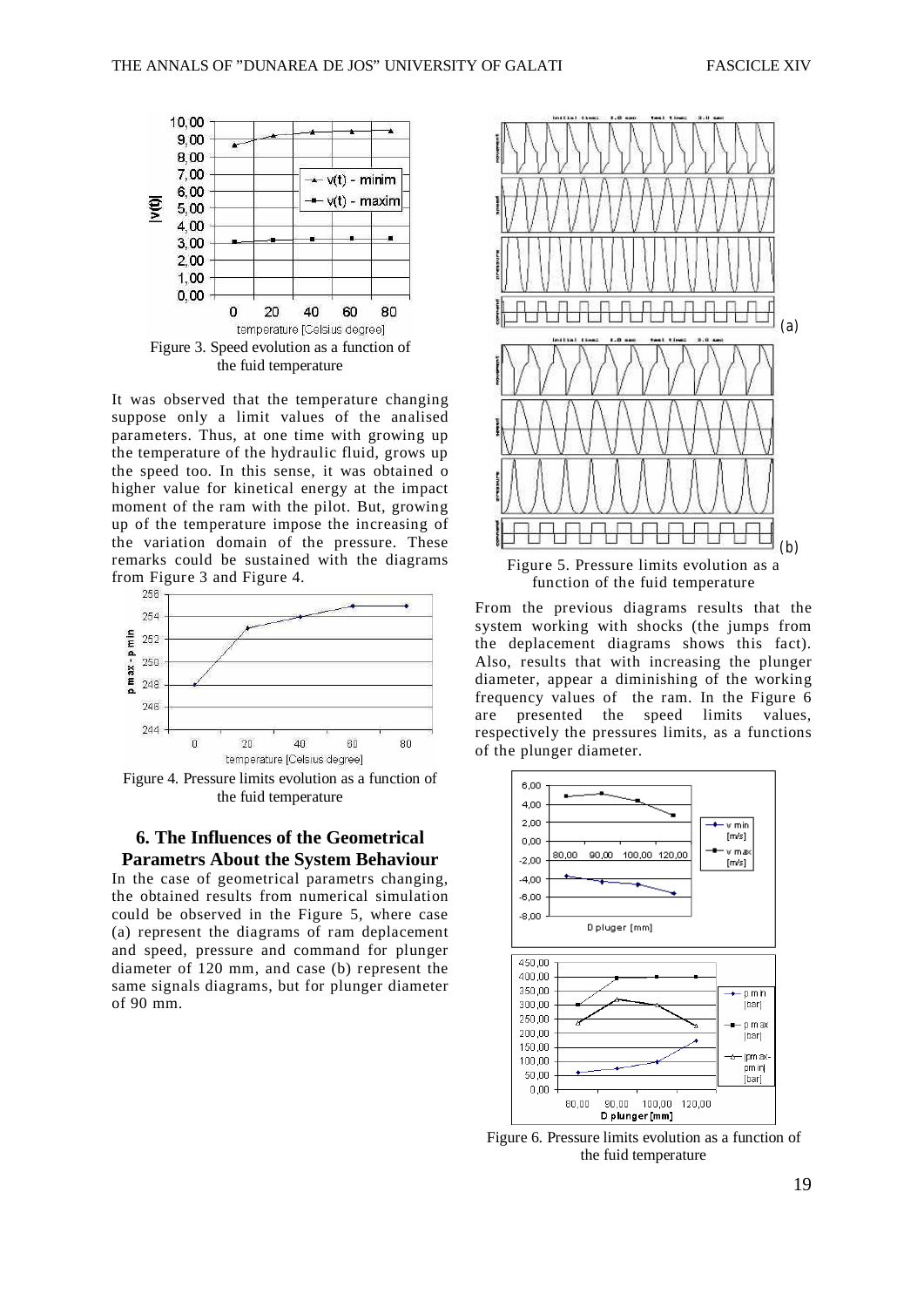Figure 3. Speed evolution as a function of the fuid temperature

It was observed that the temperature changing suppose only a limit values of the analised parameters. Thus, at one time with growing up the temperature of the hydraulic fluid, grows up the speed too. In this sense, it was obtained o higher value for kinetical energy at the impact moment of the ram with the pilot. But, growing up of the temperature impose the increasing of the variation domain of the pressure. These remarks could be sustained with the diagrams from Figure 3 and Figure 4.

Figure 4. Pressure limits evolution as a function of the fuid temperature

## 6. The Influences of the Geometrical Parametrs About the System Behaviour

In the case of geometrical parametrs changing, the obtained results from numerical simulation could be observed in the Figure 5, where case (a) represent the diagrams of ram deplacement and speed, pressure and command for plunger diameter of 120 mm, and case (b) represent the same signals diagrams, but for plunger diameter of 90 mm.

Figure 5. Pressure limits evolution as a function of the fuid temperature

From the previous diagrams results that the system working with shocks (the jumps from the deplacement diagrams shows this fact). Also, results that with increasing the plunger diameter, appear a diminishing of the working frequency values of the ram. In the Figure 6 are presented the speed limits values, respectively the pressures limits, as a functions of the plunger diameter.

Figure 6. Pressure limits evolution as a function of the fuid temperature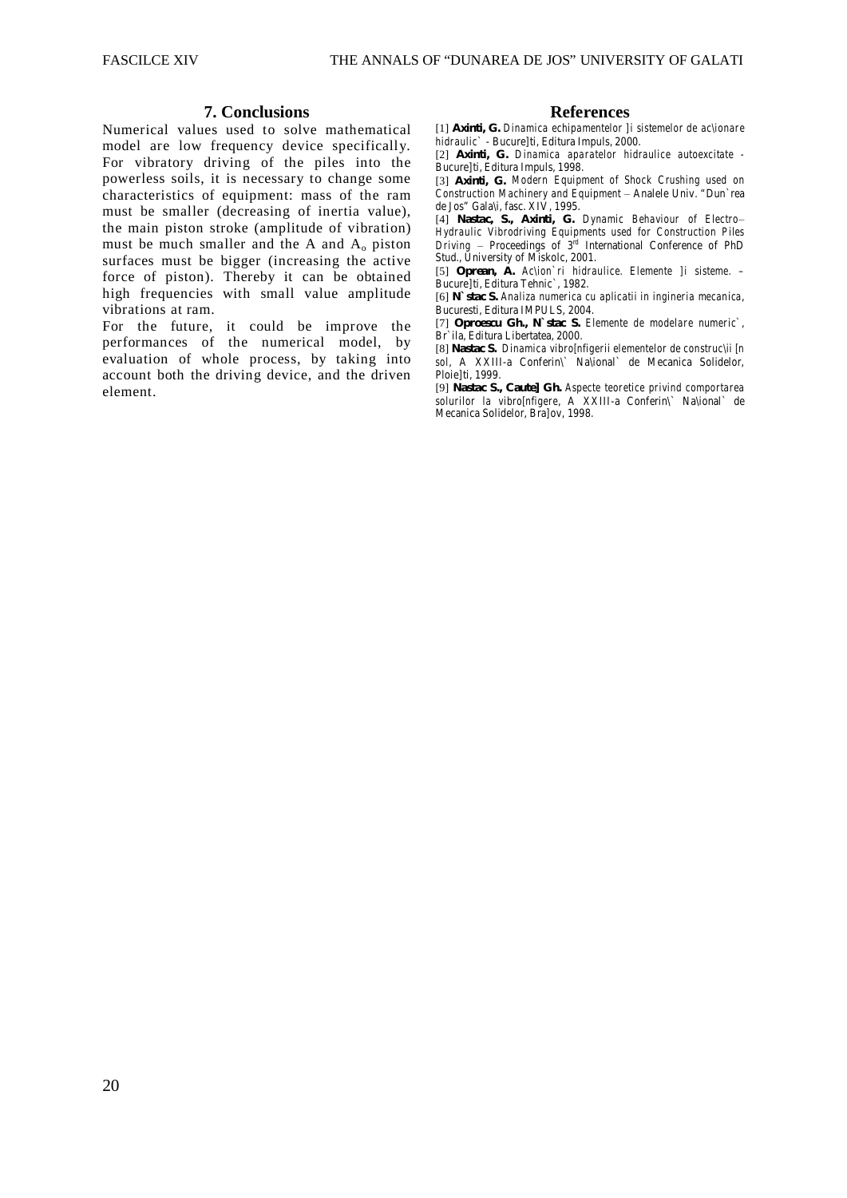## 7. Conclusions

Numerical values used to solve mathematical model are low frequency device specifically. For vibratory driving of the piles into the powerless soils, it is necessary to change some characteristics of equipment: mass of the ram must be smaller (decreasing of inertia value), the main piston stroke (amplitude of vibration) must be much smaller and the A and $A_o$ piston surfaces must be bigger (increasing the active force of piston). Thereby it can be obtained high frequencies with small value amplitude vibrations at ram.

For the future, it could be improve the performances of the numerical model, by evaluation of whole process, by taking into account both the driving device, and the driven element.

## References

[1] **Axinti, G.** *Dinamica echipamentelor ]i sistemelor de ac\ionare hidraulic` - Bucure]ti, Editura Impuls, 2000.*

[2] **Axinti, G.** *Dinamica aparatelor hidraulice autoexcitate - Bucure]ti, Editura Impuls, 1998.*

[3] **Axinti, G.** *Modern Equipment of Shock Crushing used on Construction Machinery and Equipment* – Analele Univ. "Dun`rea de Jos" Gala\i, fasc. XIV, 1995.

[4] **Nastac, S., Axinti, G.** *Dynamic Behaviour of Electro–Hydraulic Vibrodriving Equipments used for Construction Piles Driving* – Proceedings of 3rd International Conference of PhD Stud., University of Miskolc, 2001.

[5] **Oprean, A.** *Ac\ion`ri hidraulice. Elemente ]i sisteme.* – Bucure]ti, Editura Tehnic`, 1982.

[6] **N`stac S.** *Analiza numerica cu aplicatii in ingineria mecanica*, Bucuresti, Editura IMPULS, 2004.

[7] **Oproescu Gh., N`stac S.** *Elemente de modelare numeric`*, Br`ila, Editura Libertatea, 2000.

[8] **Nastac S.** *Dinamica vibro[nfigerii elementelor de construc\ii [n sol*, A XXIII-a Conferin\` Na\ional` de Mecanica Solidelor, Ploie]ti, 1999.

[9] **Nastac S., Caute] Gh.** *Aspecte teoretice privind comportarea solurilor la vibro[nfigere*, A XXIII-a Conferin\` Na\ional` de Mecanica Solidelor, Bra]ov, 1998.